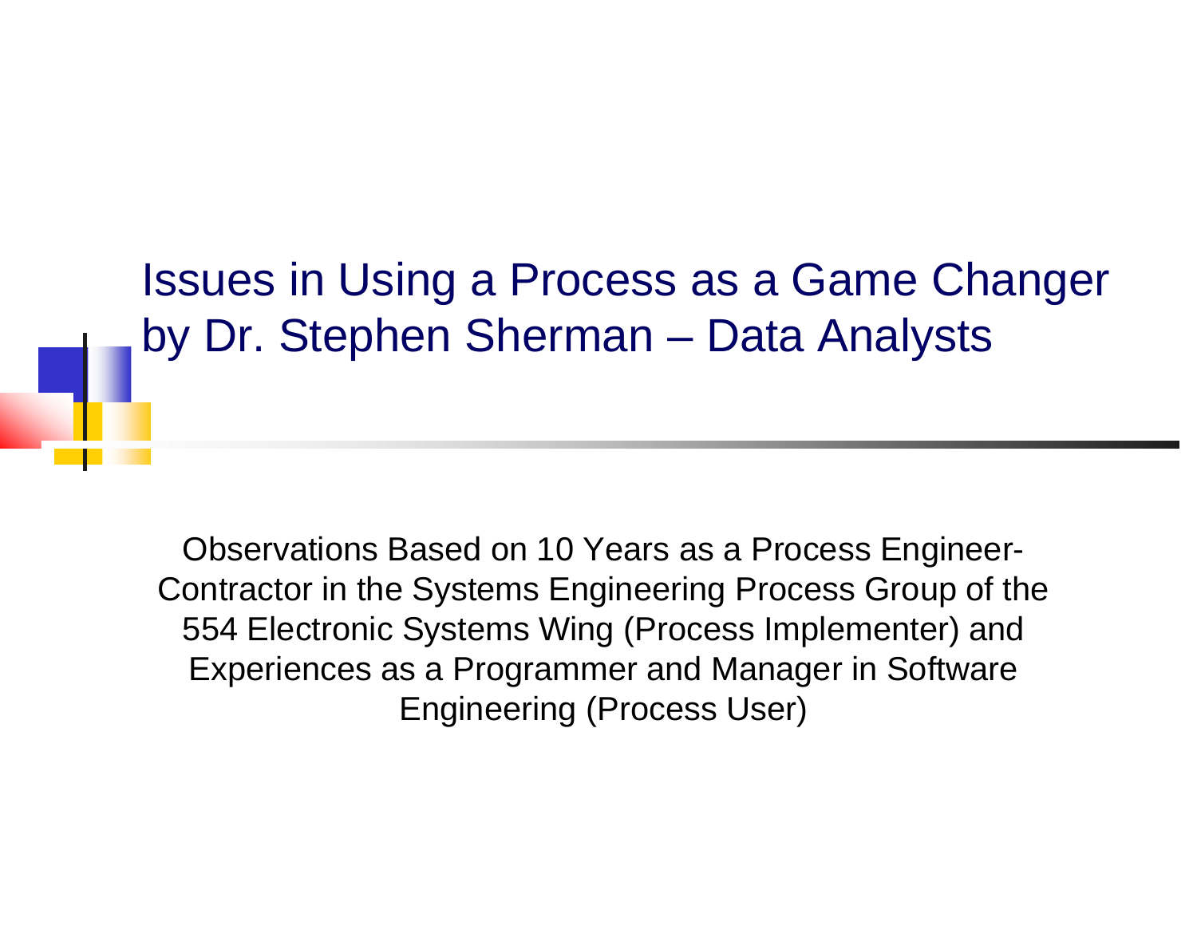# Issues in Using a Process as a Game Changer by Dr. Stephen Sherman – Data Analysts

Observations Based on 10 Years as a Process Engineer-Contractor in the Systems Engineering Process Group of the 554 Electronic Systems Wing (Process Implementer) and Experiences as a Programmer and Manager in Software Engineering (Process User)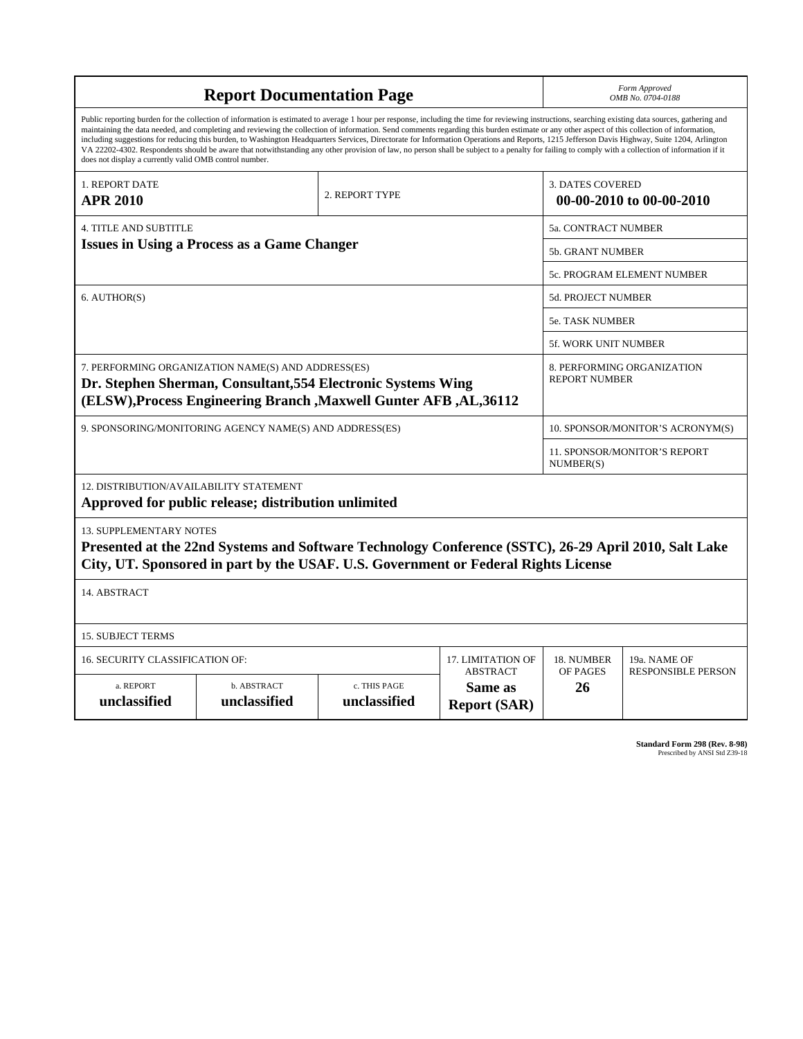# Report Documentation Page

*Form Approved*
*OMB No. 0704-0188*

Public reporting burden for the collection of information is estimated to average 1 hour per response, including the time for reviewing instructions, searching existing data sources, gathering and maintaining the data needed, and completing and reviewing the collection of information. Send comments regarding this burden estimate or any other aspect of this collection of information, including suggestions for reducing this burden, to Washington Headquarters Services, Directorate for Information Operations and Reports, 1215 Jefferson Davis Highway, Suite 1204, Arlington VA 22202-4302. Respondents should be aware that notwithstanding any other provision of law, no person shall be subject to a penalty for failing to comply with a collection of information if it does not display a currently valid OMB control number.

| 1. REPORT DATE | 2. REPORT TYPE | 3. DATES COVERED |
|---|---|---|
| **APR 2010** | | **00-00-2010 to 00-00-2010** |

| 4. TITLE AND SUBTITLE | |
|---|---|
| **Issues in Using a Process as a Game Changer** | 5a. CONTRACT NUMBER |
| | 5b. GRANT NUMBER |
| | 5c. PROGRAM ELEMENT NUMBER |
| 6. AUTHOR(S) | 5d. PROJECT NUMBER |
| | 5e. TASK NUMBER |
| | 5f. WORK UNIT NUMBER |
| 7. PERFORMING ORGANIZATION NAME(S) AND ADDRESS(ES) **Dr. Stephen Sherman, Consultant,554 Electronic Systems Wing (ELSW),Process Engineering Branch ,Maxwell Gunter AFB ,AL,36112** | 8. PERFORMING ORGANIZATION REPORT NUMBER |
| 9. SPONSORING/MONITORING AGENCY NAME(S) AND ADDRESS(ES) | 10. SPONSOR/MONITOR'S ACRONYM(S) |
| | 11. SPONSOR/MONITOR'S REPORT NUMBER(S) |

12. DISTRIBUTION/AVAILABILITY STATEMENT

**Approved for public release; distribution unlimited**

13. SUPPLEMENTARY NOTES

**Presented at the 22nd Systems and Software Technology Conference (SSTC), 26-29 April 2010, Salt Lake City, UT. Sponsored in part by the USAF. U.S. Government or Federal Rights License**

14. ABSTRACT

15. SUBJECT TERMS

| 16. SECURITY CLASSIFICATION OF: | | | 17. LIMITATION OF ABSTRACT | 18. NUMBER OF PAGES | 19a. NAME OF RESPONSIBLE PERSON |
|---|---|---|---|---|---|
| a. REPORT | b. ABSTRACT | c. THIS PAGE | | | |
| **unclassified** | **unclassified** | **unclassified** | **Same as Report (SAR)** | **26** | |

**Standard Form 298 (Rev. 8-98)**
Prescribed by ANSI Std Z39-18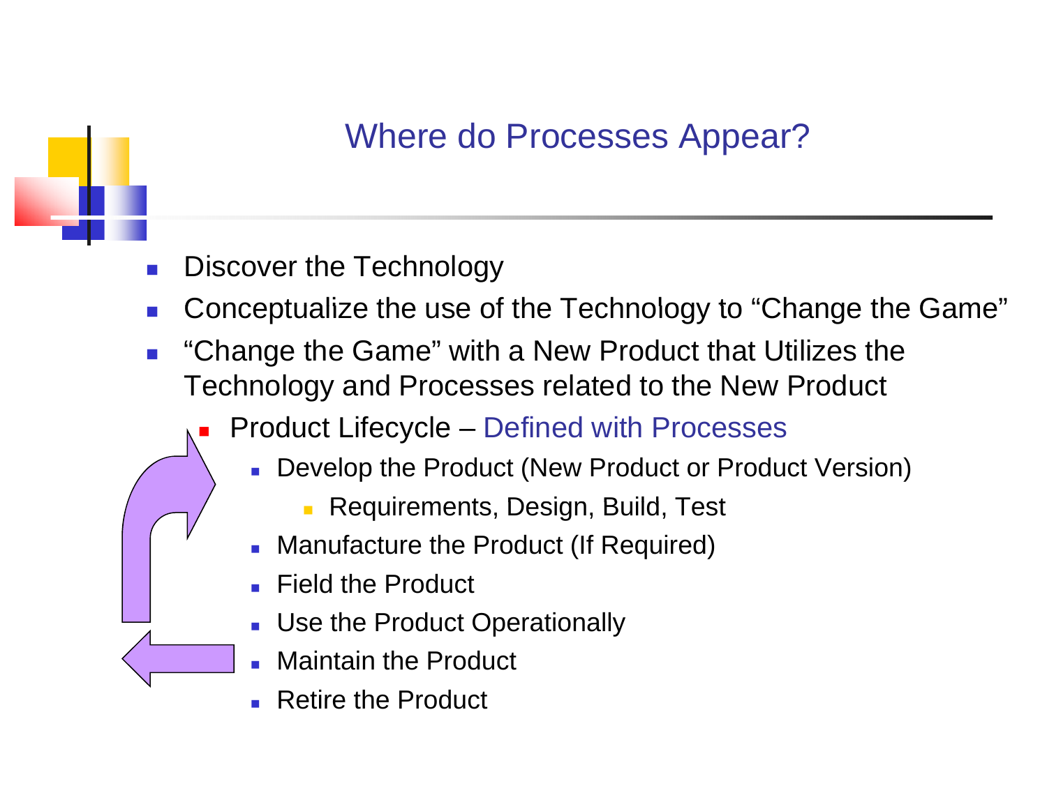# Where do Processes Appear?

- Discover the Technology
- Conceptualize the use of the Technology to “Change the Game”
- “Change the Game” with a New Product that Utilizes the Technology and Processes related to the New Product
  - Product Lifecycle – Defined with Processes
    - Develop the Product (New Product or Product Version)
      - Requirements, Design, Build, Test
    - Manufacture the Product (If Required)
    - Field the Product
    - Use the Product Operationally
    - Maintain the Product
    - Retire the Product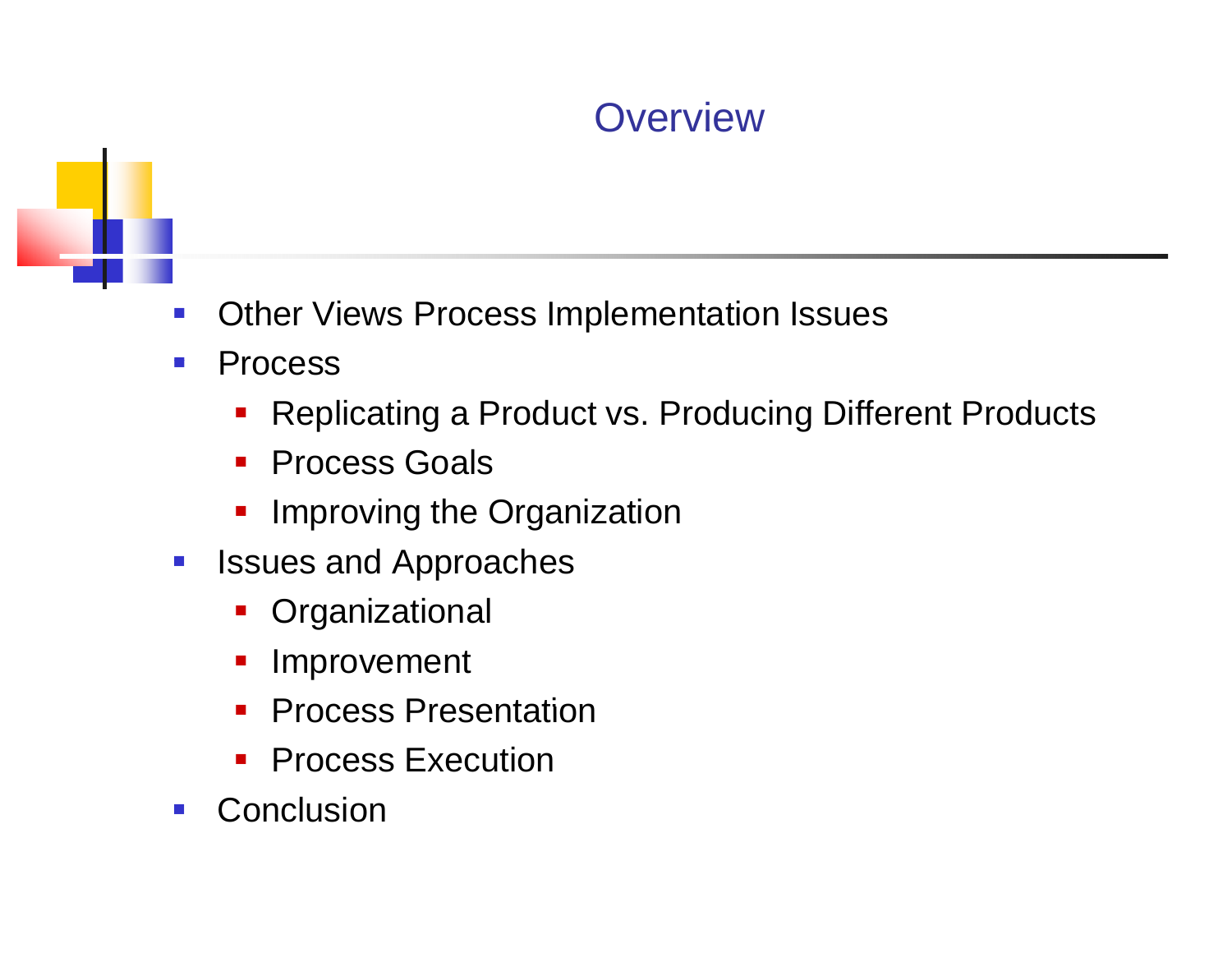# Overview

- Other Views Process Implementation Issues
- Process
  - Replicating a Product vs. Producing Different Products
  - Process Goals
  - Improving the Organization
- Issues and Approaches
  - Organizational
  - Improvement
  - Process Presentation
  - Process Execution
- Conclusion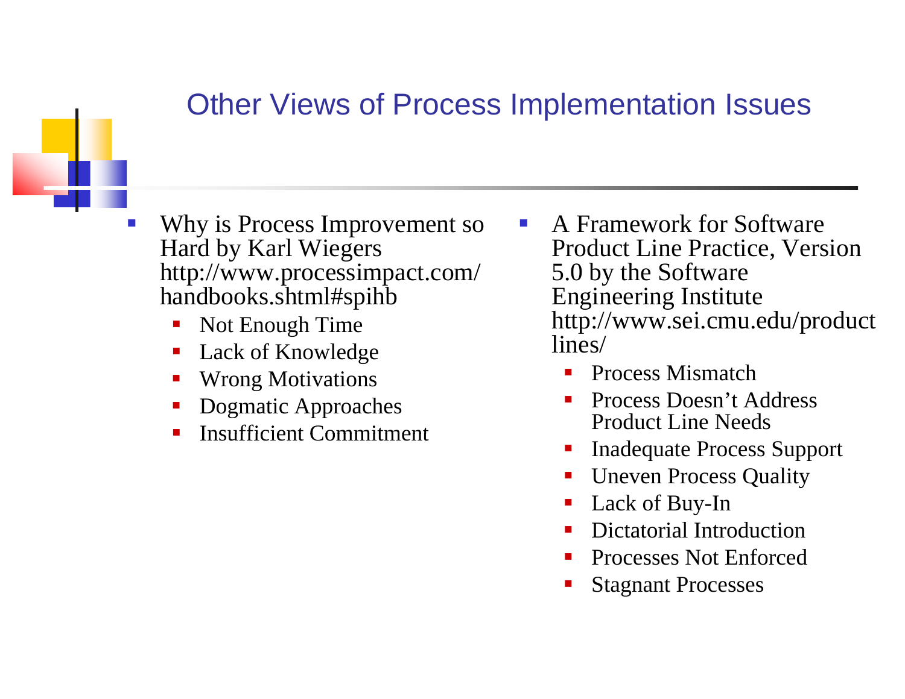# Other Views of Process Implementation Issues

- Why is Process Improvement so Hard by Karl Wiegers http://www.processimpact.com/handbooks.shtml#spihb
  - Not Enough Time
  - Lack of Knowledge
  - Wrong Motivations
  - Dogmatic Approaches
  - Insufficient Commitment

- A Framework for Software Product Line Practice, Version 5.0 by the Software Engineering Institute http://www.sei.cmu.edu/productlines/
  - Process Mismatch
  - Process Doesn't Address Product Line Needs
  - Inadequate Process Support
  - Uneven Process Quality
  - Lack of Buy-In
  - Dictatorial Introduction
  - Processes Not Enforced
  - Stagnant Processes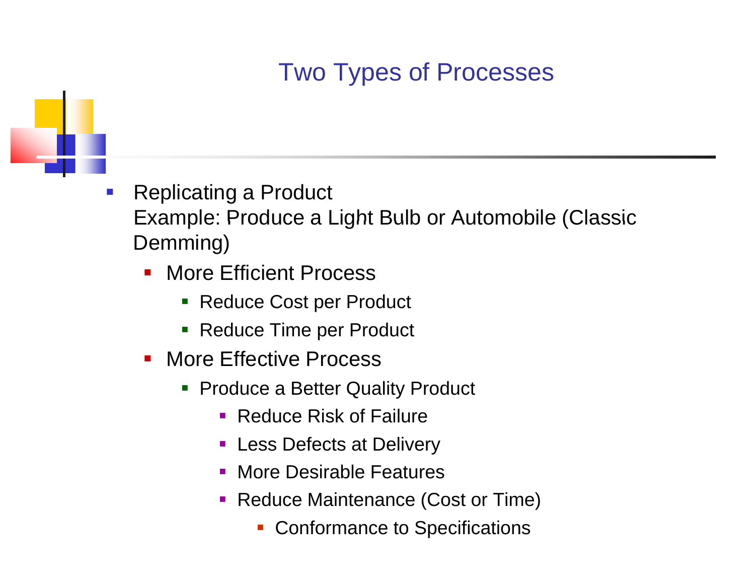# Two Types of Processes

- Replicating a Product
  Example: Produce a Light Bulb or Automobile (Classic Demming)
  - More Efficient Process
    - Reduce Cost per Product
    - Reduce Time per Product
  - More Effective Process
    - Produce a Better Quality Product
      - Reduce Risk of Failure
      - Less Defects at Delivery
      - More Desirable Features
      - Reduce Maintenance (Cost or Time)
        - Conformance to Specifications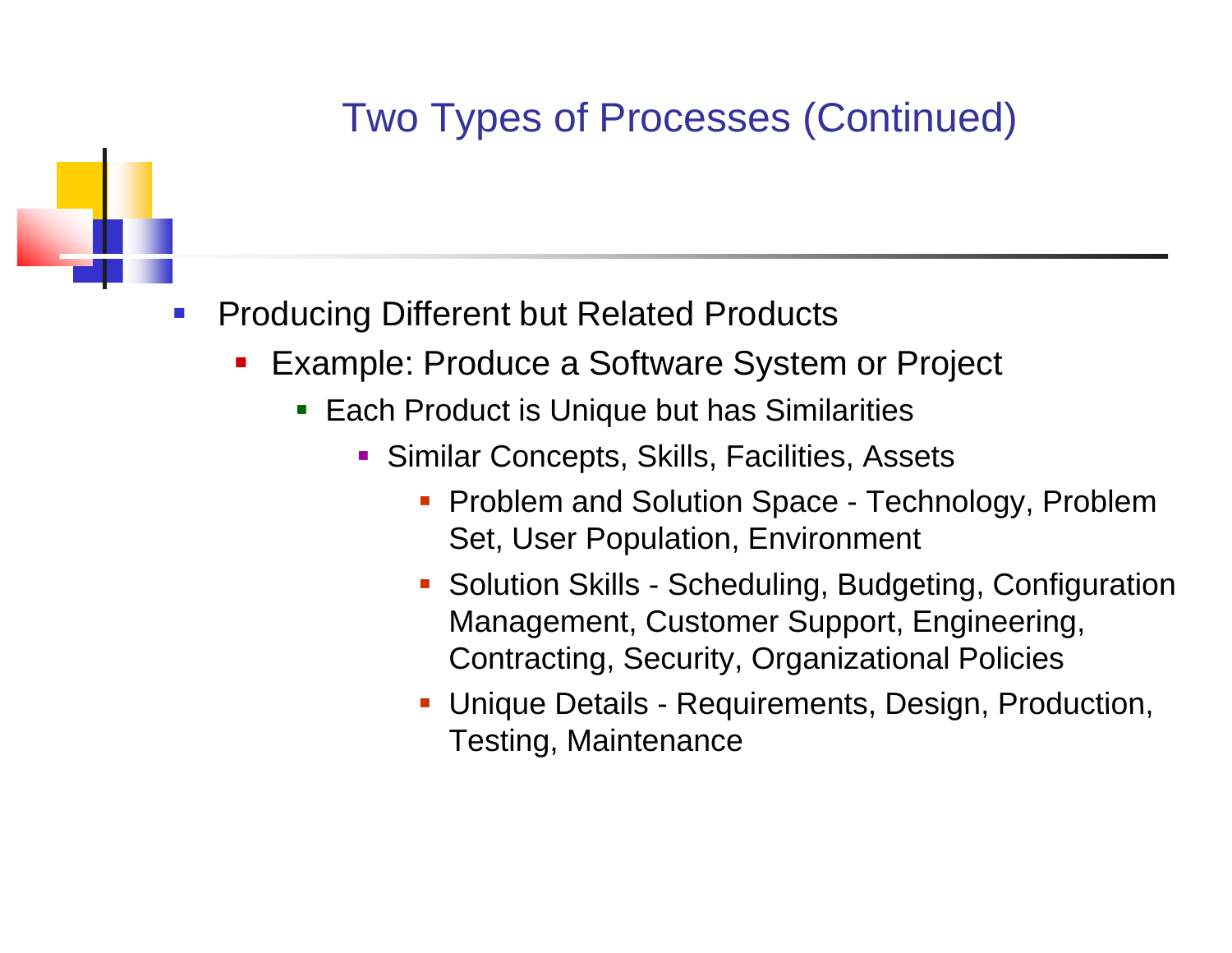# Two Types of Processes (Continued)

- Producing Different but Related Products
  - Example: Produce a Software System or Project
    - Each Product is Unique but has Similarities
      - Similar Concepts, Skills, Facilities, Assets
        - Problem and Solution Space - Technology, Problem Set, User Population, Environment
        - Solution Skills - Scheduling, Budgeting, Configuration Management, Customer Support, Engineering, Contracting, Security, Organizational Policies
        - Unique Details - Requirements, Design, Production, Testing, Maintenance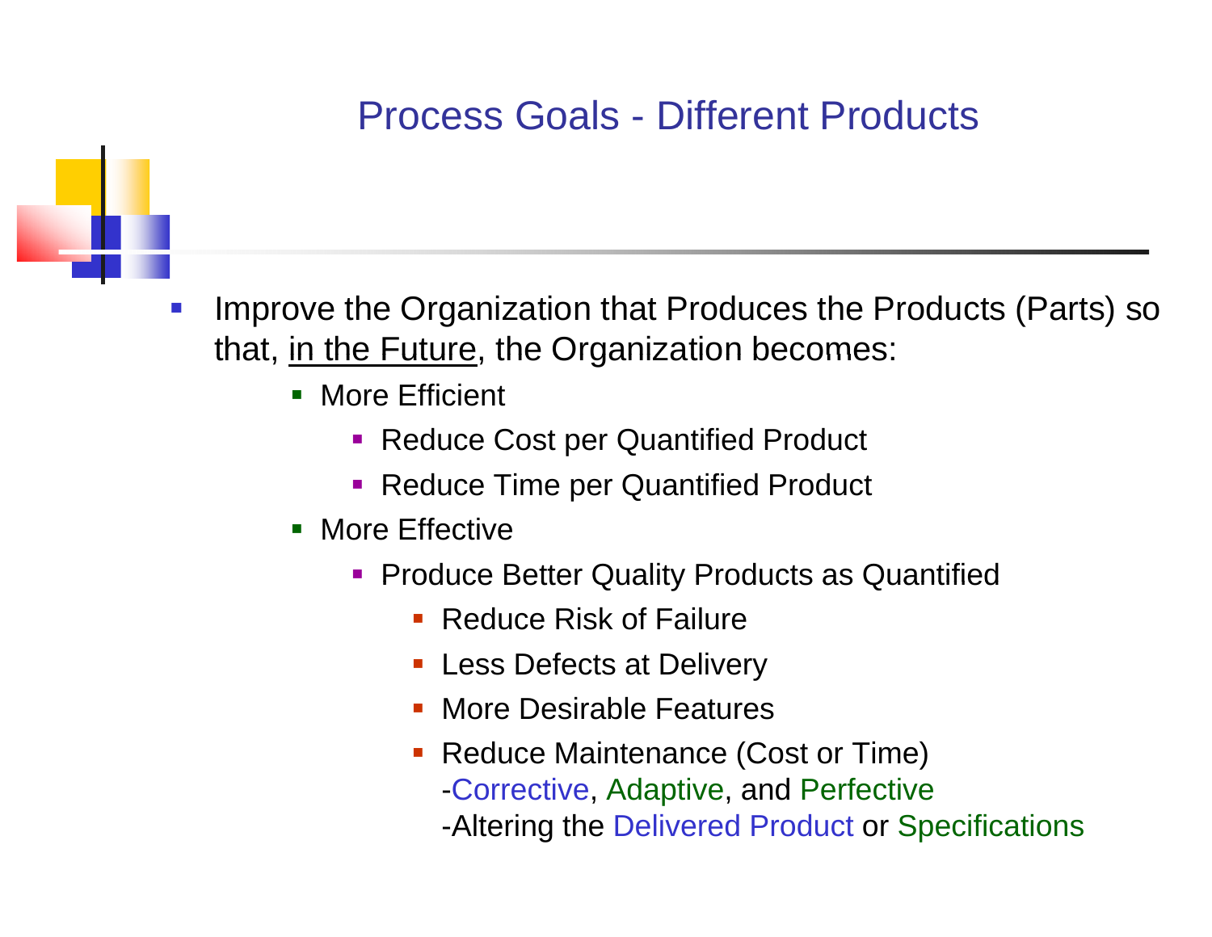# Process Goals - Different Products

- Improve the Organization that Produces the Products (Parts) so that, in the Future, the Organization becomes:
  - More Efficient
    - Reduce Cost per Quantified Product
    - Reduce Time per Quantified Product
  - More Effective
    - Produce Better Quality Products as Quantified
      - Reduce Risk of Failure
      - Less Defects at Delivery
      - More Desirable Features
      - Reduce Maintenance (Cost or Time)
        -Corrective, Adaptive, and Perfective
        -Altering the Delivered Product or Specifications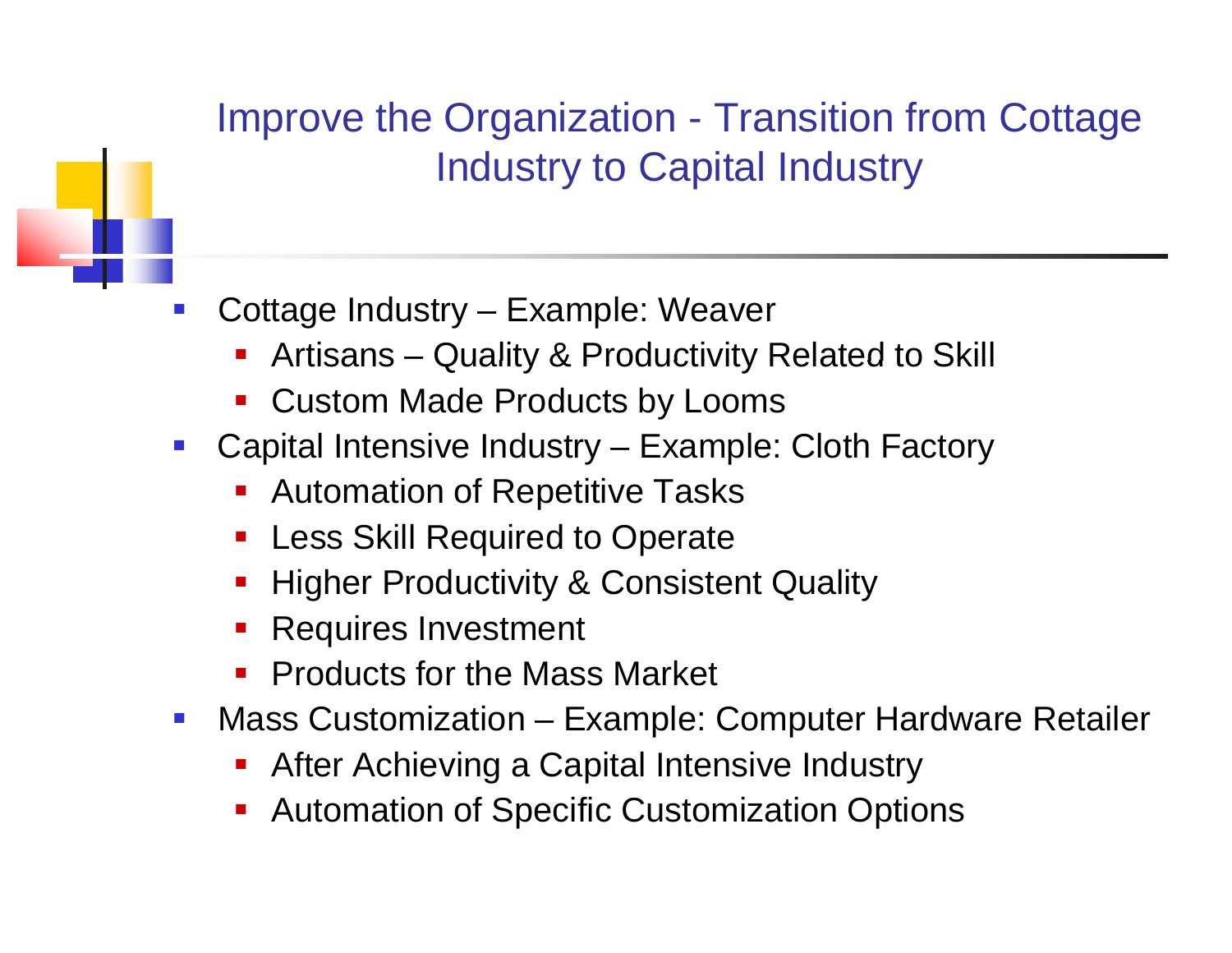# Improve the Organization - Transition from Cottage Industry to Capital Industry

- Cottage Industry – Example: Weaver
  - Artisans – Quality & Productivity Related to Skill
  - Custom Made Products by Looms
- Capital Intensive Industry – Example: Cloth Factory
  - Automation of Repetitive Tasks
  - Less Skill Required to Operate
  - Higher Productivity & Consistent Quality
  - Requires Investment
  - Products for the Mass Market
- Mass Customization – Example: Computer Hardware Retailer
  - After Achieving a Capital Intensive Industry
  - Automation of Specific Customization Options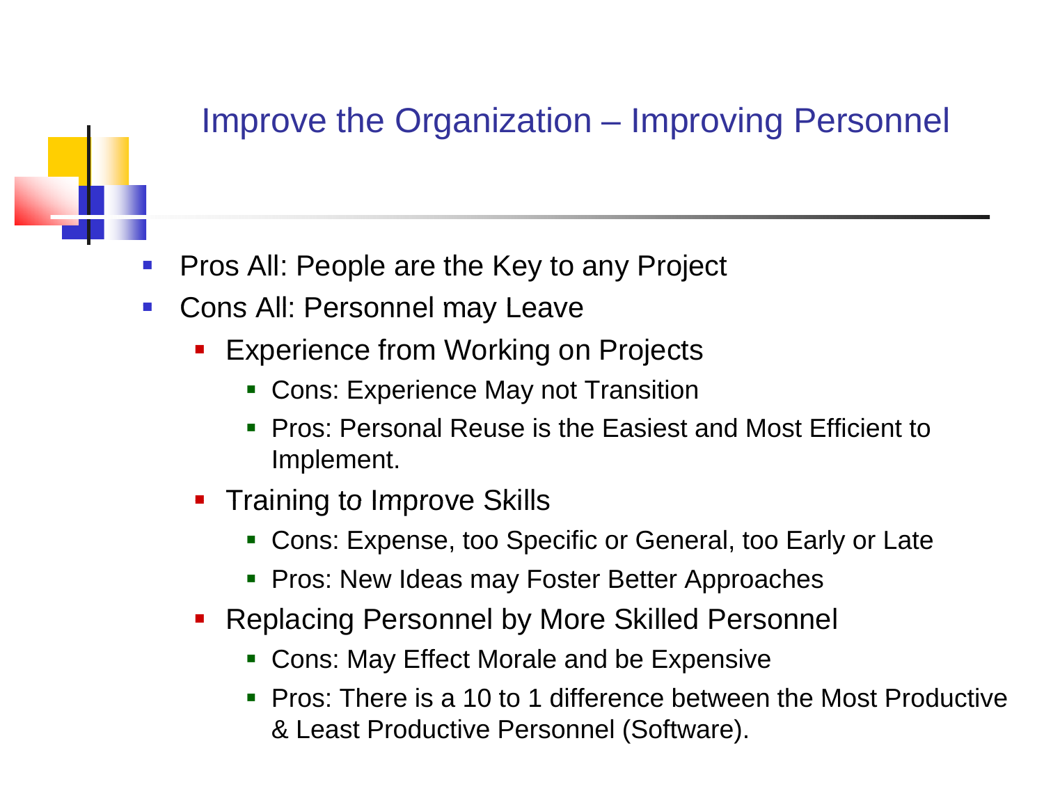## Improve the Organization – Improving Personnel

- Pros All: People are the Key to any Project
- Cons All: Personnel may Leave
  - Experience from Working on Projects
    - Cons: Experience May not Transition
    - Pros: Personal Reuse is the Easiest and Most Efficient to Implement.
  - Training to Improve Skills
    - Cons: Expense, too Specific or General, too Early or Late
    - Pros: New Ideas may Foster Better Approaches
  - Replacing Personnel by More Skilled Personnel
    - Cons: May Effect Morale and be Expensive
    - Pros: There is a 10 to 1 difference between the Most Productive & Least Productive Personnel (Software).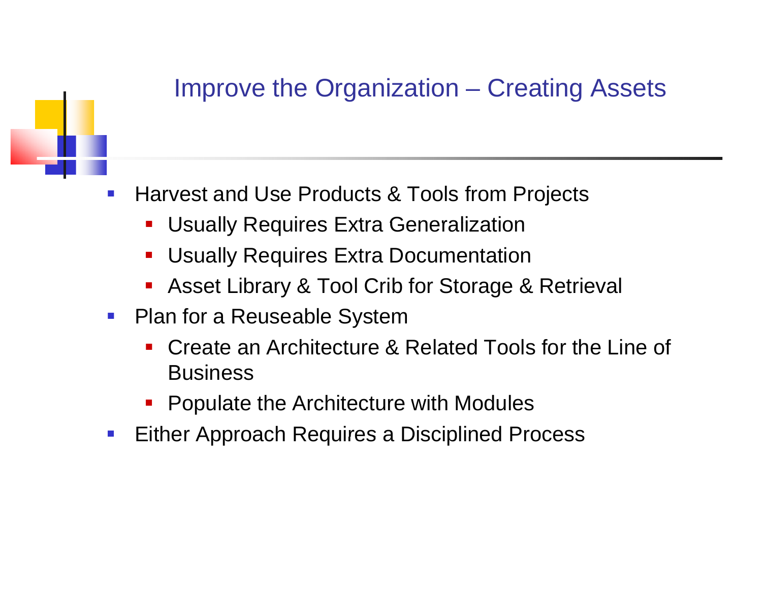## Improve the Organization – Creating Assets

- Harvest and Use Products & Tools from Projects
  - Usually Requires Extra Generalization
  - Usually Requires Extra Documentation
  - Asset Library & Tool Crib for Storage & Retrieval
- Plan for a Reuseable System
  - Create an Architecture & Related Tools for the Line of Business
  - Populate the Architecture with Modules
- Either Approach Requires a Disciplined Process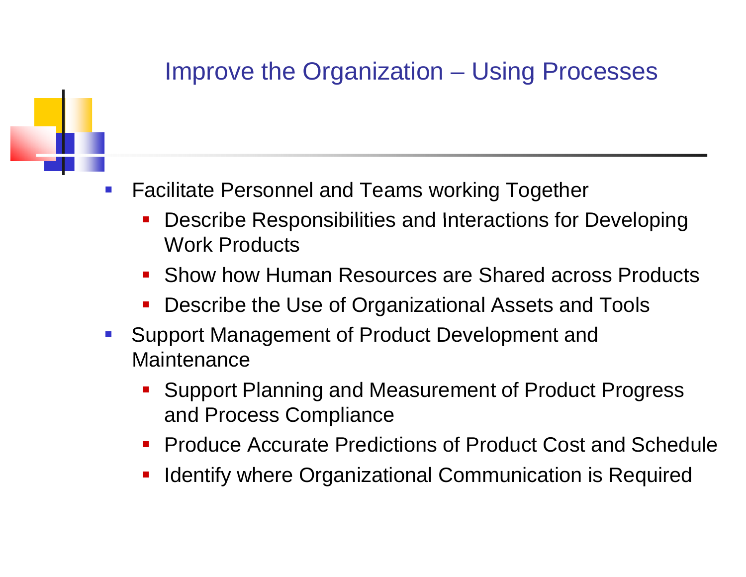# Improve the Organization – Using Processes

- Facilitate Personnel and Teams working Together
  - Describe Responsibilities and Interactions for Developing Work Products
  - Show how Human Resources are Shared across Products
  - Describe the Use of Organizational Assets and Tools
- Support Management of Product Development and Maintenance
  - Support Planning and Measurement of Product Progress and Process Compliance
  - Produce Accurate Predictions of Product Cost and Schedule
  - Identify where Organizational Communication is Required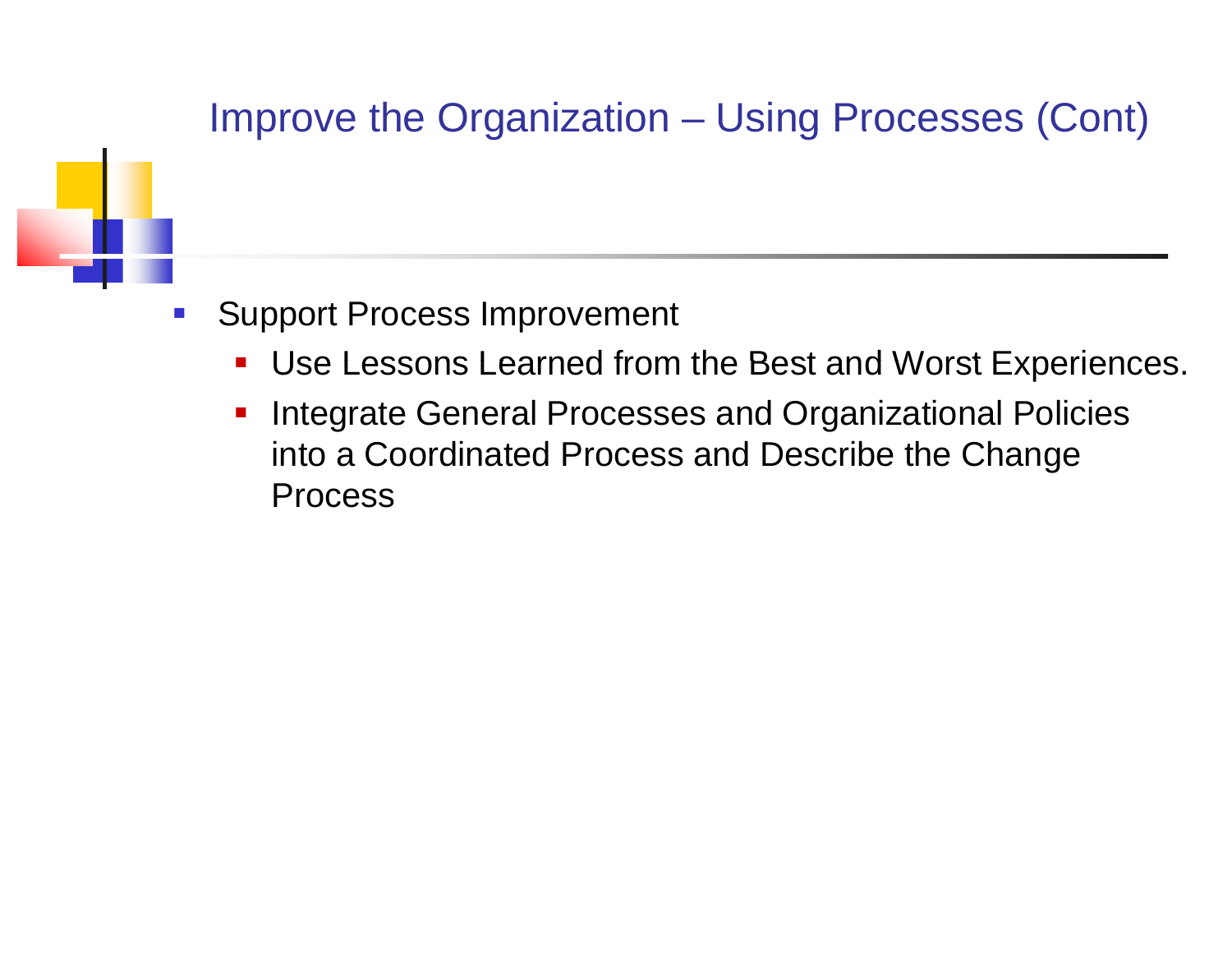## Improve the Organization – Using Processes (Cont)

- Support Process Improvement
  - Use Lessons Learned from the Best and Worst Experiences.
  - Integrate General Processes and Organizational Policies into a Coordinated Process and Describe the Change Process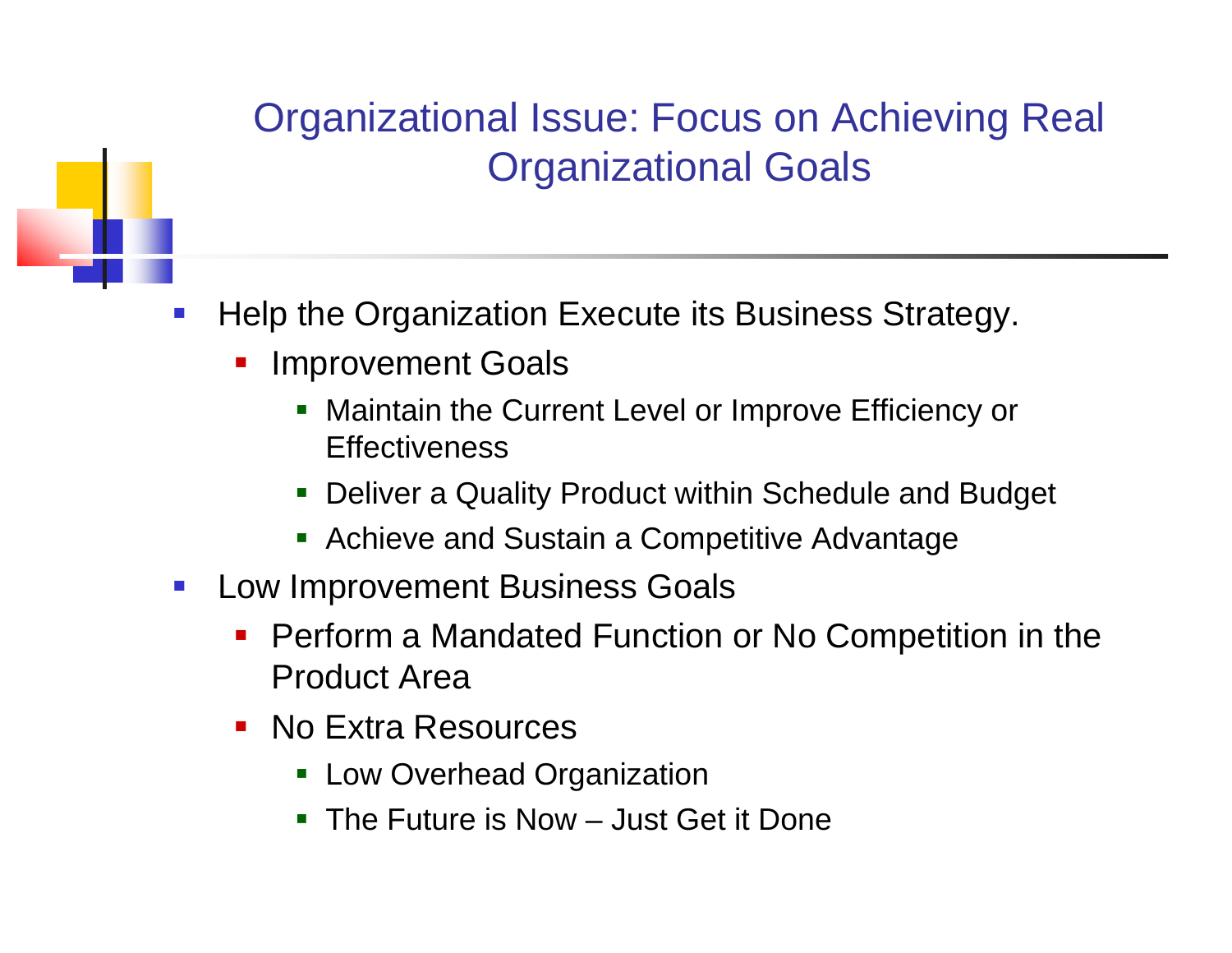# Organizational Issue: Focus on Achieving Real Organizational Goals

- Help the Organization Execute its Business Strategy.
  - Improvement Goals
    - Maintain the Current Level or Improve Efficiency or Effectiveness
    - Deliver a Quality Product within Schedule and Budget
    - Achieve and Sustain a Competitive Advantage
- Low Improvement Business Goals
  - Perform a Mandated Function or No Competition in the Product Area
  - No Extra Resources
    - Low Overhead Organization
    - The Future is Now – Just Get it Done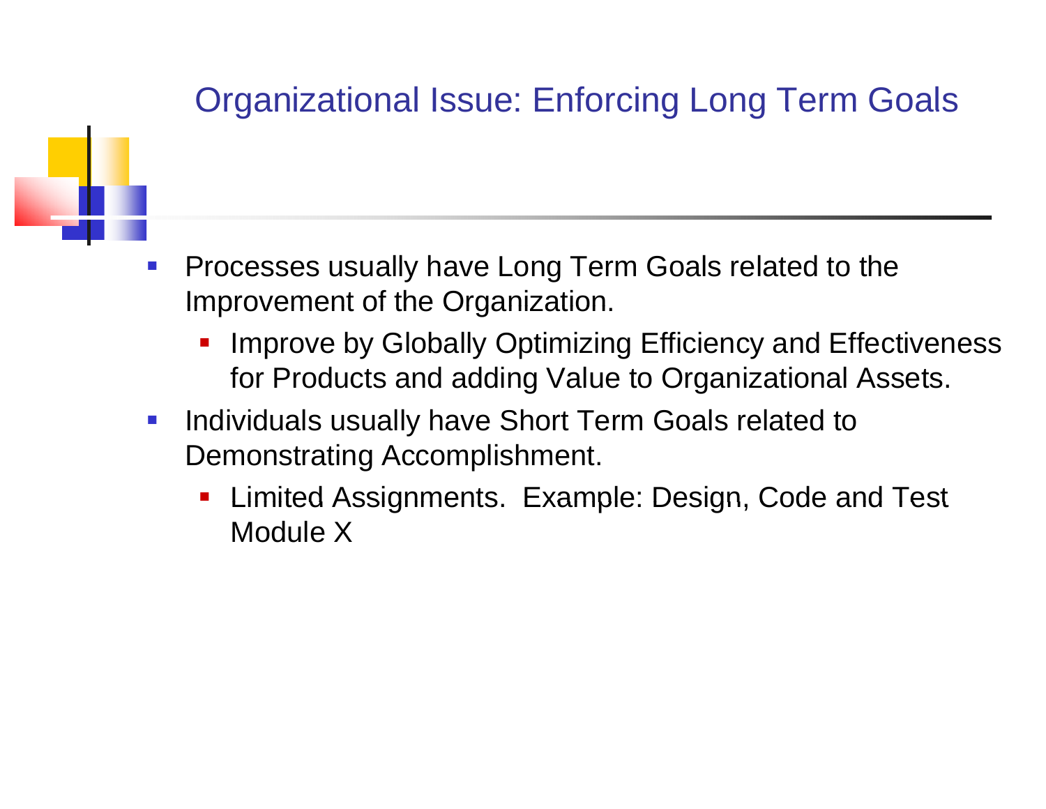# Organizational Issue: Enforcing Long Term Goals

- Processes usually have Long Term Goals related to the Improvement of the Organization.
  - Improve by Globally Optimizing Efficiency and Effectiveness for Products and adding Value to Organizational Assets.
- Individuals usually have Short Term Goals related to Demonstrating Accomplishment.
  - Limited Assignments. Example: Design, Code and Test Module X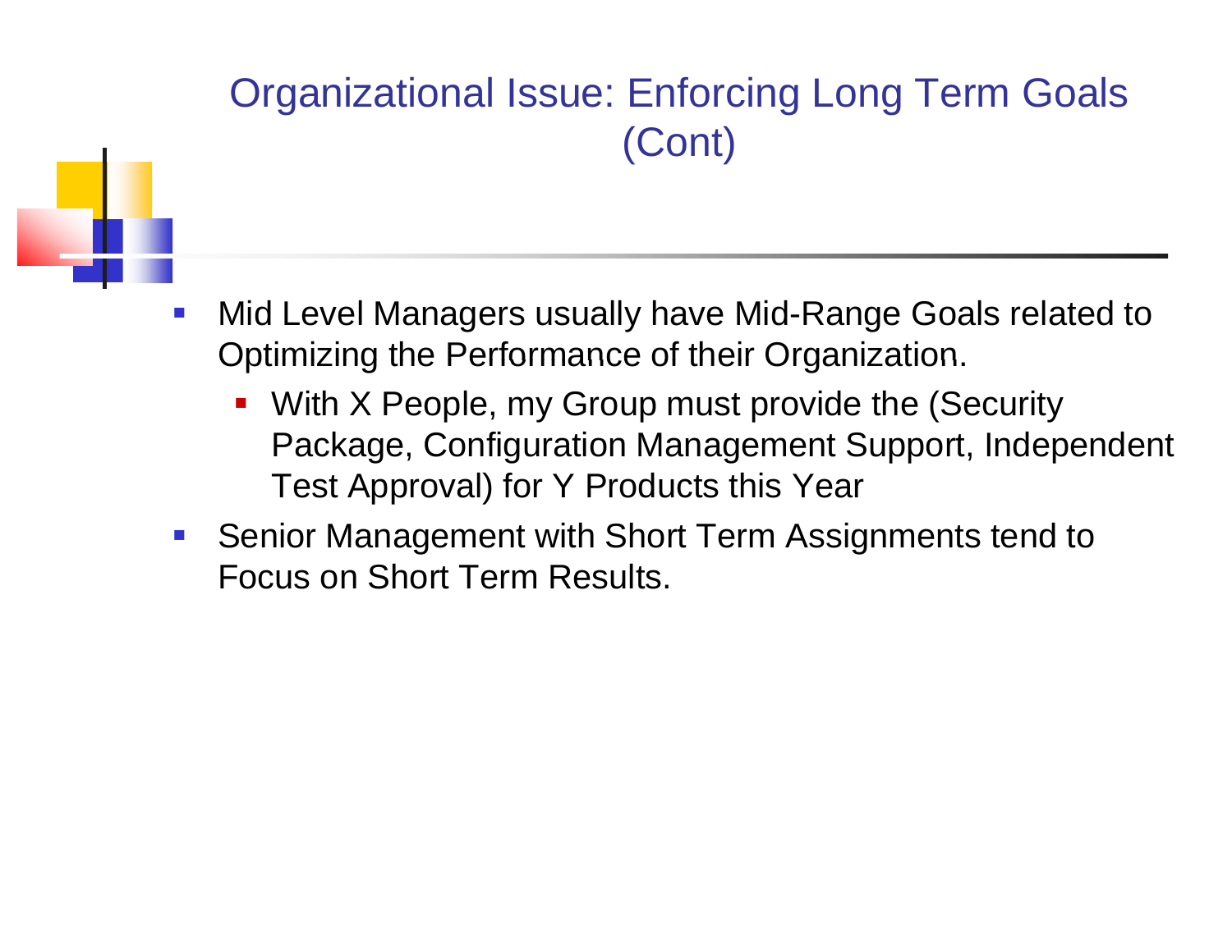# Organizational Issue: Enforcing Long Term Goals (Cont)

- Mid Level Managers usually have Mid-Range Goals related to Optimizing the Performance of their Organization.
  - With X People, my Group must provide the (Security Package, Configuration Management Support, Independent Test Approval) for Y Products this Year
- Senior Management with Short Term Assignments tend to Focus on Short Term Results.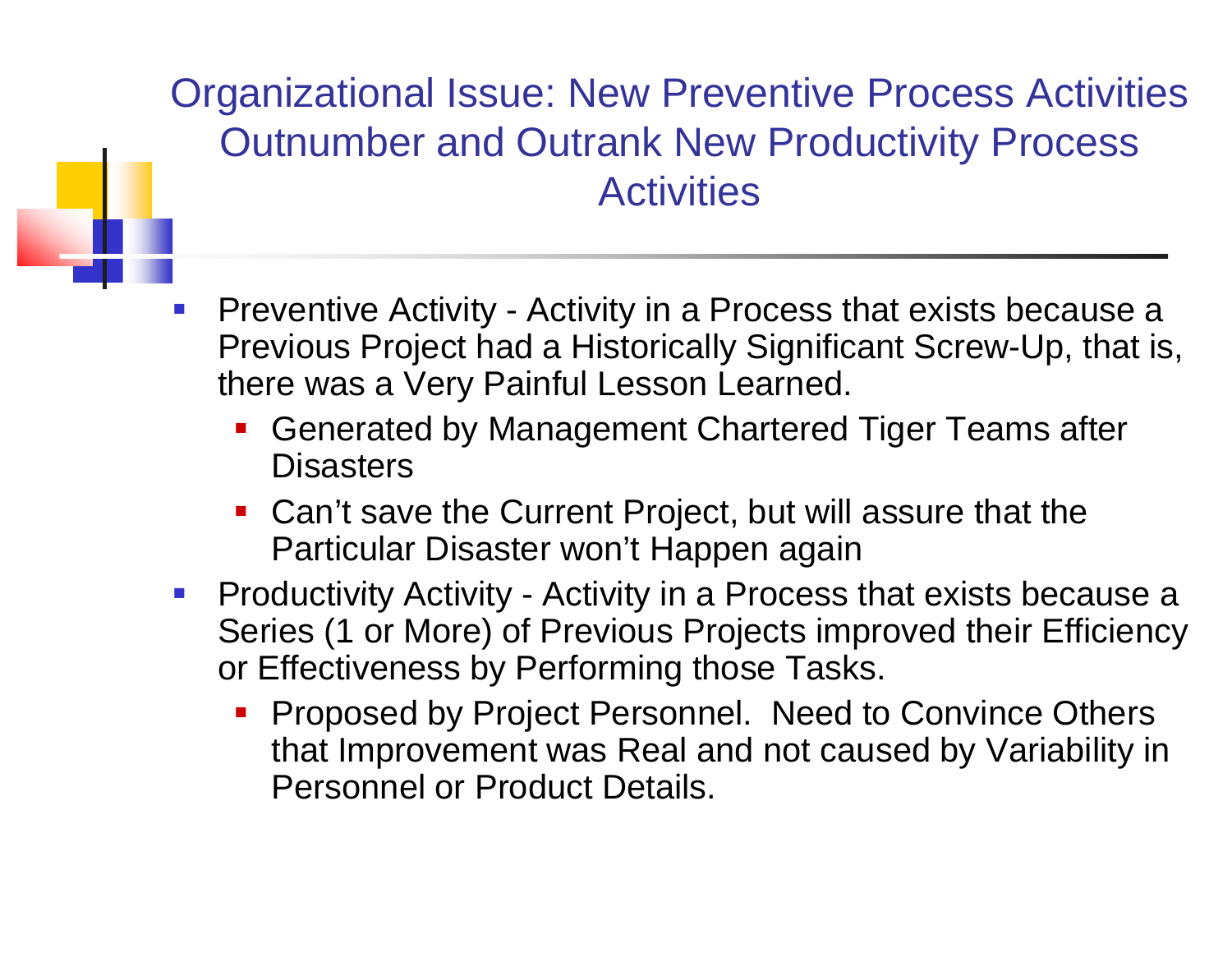# Organizational Issue: New Preventive Process Activities Outnumber and Outrank New Productivity Process Activities

- Preventive Activity - Activity in a Process that exists because a Previous Project had a Historically Significant Screw-Up, that is, there was a Very Painful Lesson Learned.
  - Generated by Management Chartered Tiger Teams after Disasters
  - Can't save the Current Project, but will assure that the Particular Disaster won't Happen again
- Productivity Activity - Activity in a Process that exists because a Series (1 or More) of Previous Projects improved their Efficiency or Effectiveness by Performing those Tasks.
  - Proposed by Project Personnel. Need to Convince Others that Improvement was Real and not caused by Variability in Personnel or Product Details.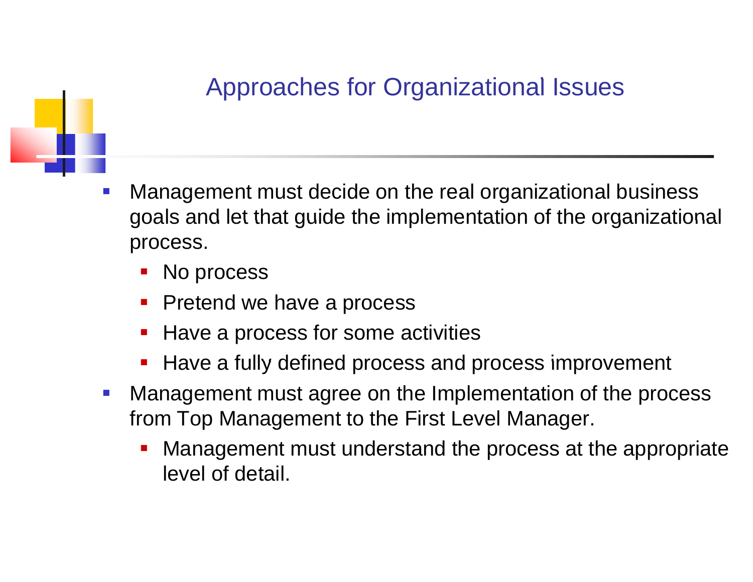# Approaches for Organizational Issues

- Management must decide on the real organizational business goals and let that guide the implementation of the organizational process.
  - No process
  - Pretend we have a process
  - Have a process for some activities
  - Have a fully defined process and process improvement
- Management must agree on the Implementation of the process from Top Management to the First Level Manager.
  - Management must understand the process at the appropriate level of detail.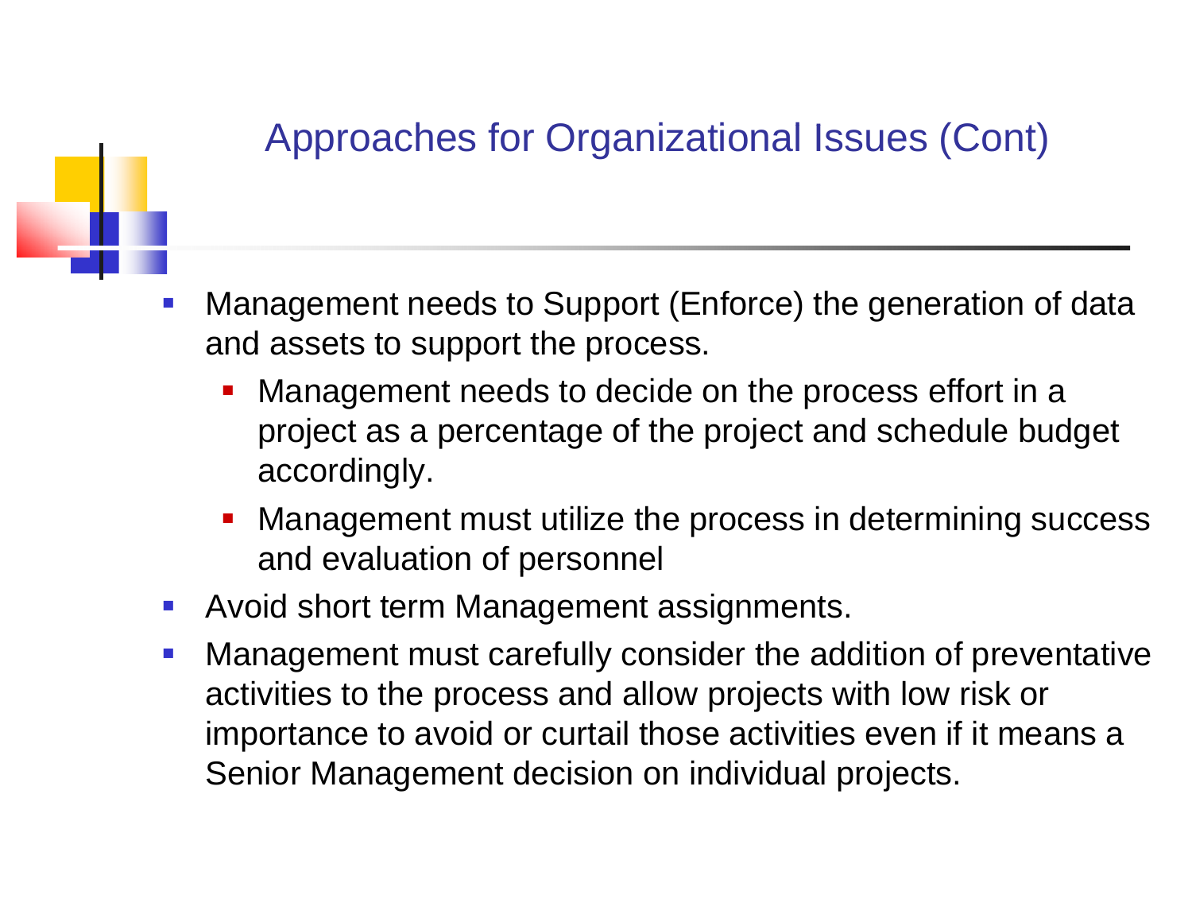## Approaches for Organizational Issues (Cont)

- Management needs to Support (Enforce) the generation of data and assets to support the process.
  - Management needs to decide on the process effort in a project as a percentage of the project and schedule budget accordingly.
  - Management must utilize the process in determining success and evaluation of personnel
- Avoid short term Management assignments.
- Management must carefully consider the addition of preventative activities to the process and allow projects with low risk or importance to avoid or curtail those activities even if it means a Senior Management decision on individual projects.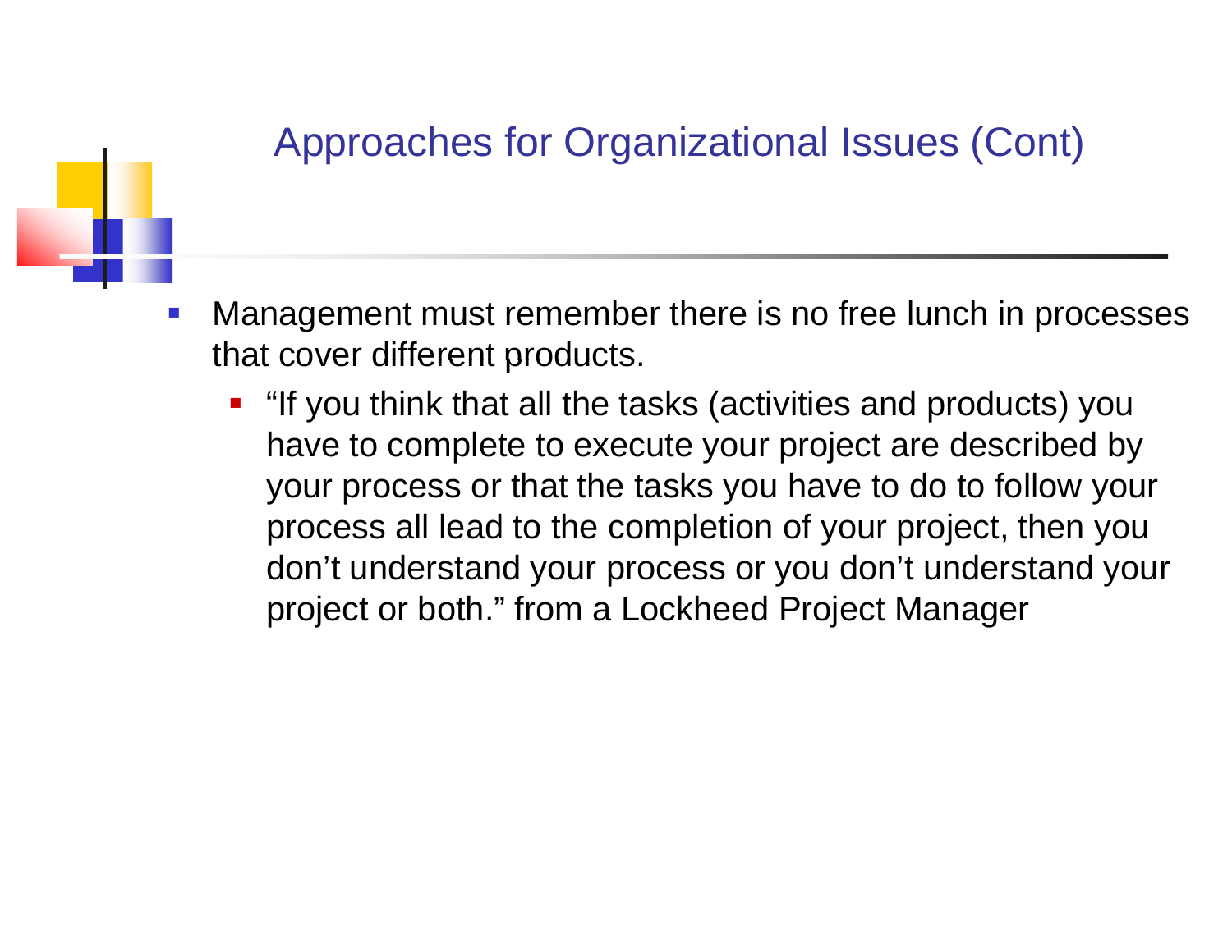## Approaches for Organizational Issues (Cont)

- Management must remember there is no free lunch in processes that cover different products.
  - “If you think that all the tasks (activities and products) you have to complete to execute your project are described by your process or that the tasks you have to do to follow your process all lead to the completion of your project, then you don’t understand your process or you don’t understand your project or both.” from a Lockheed Project Manager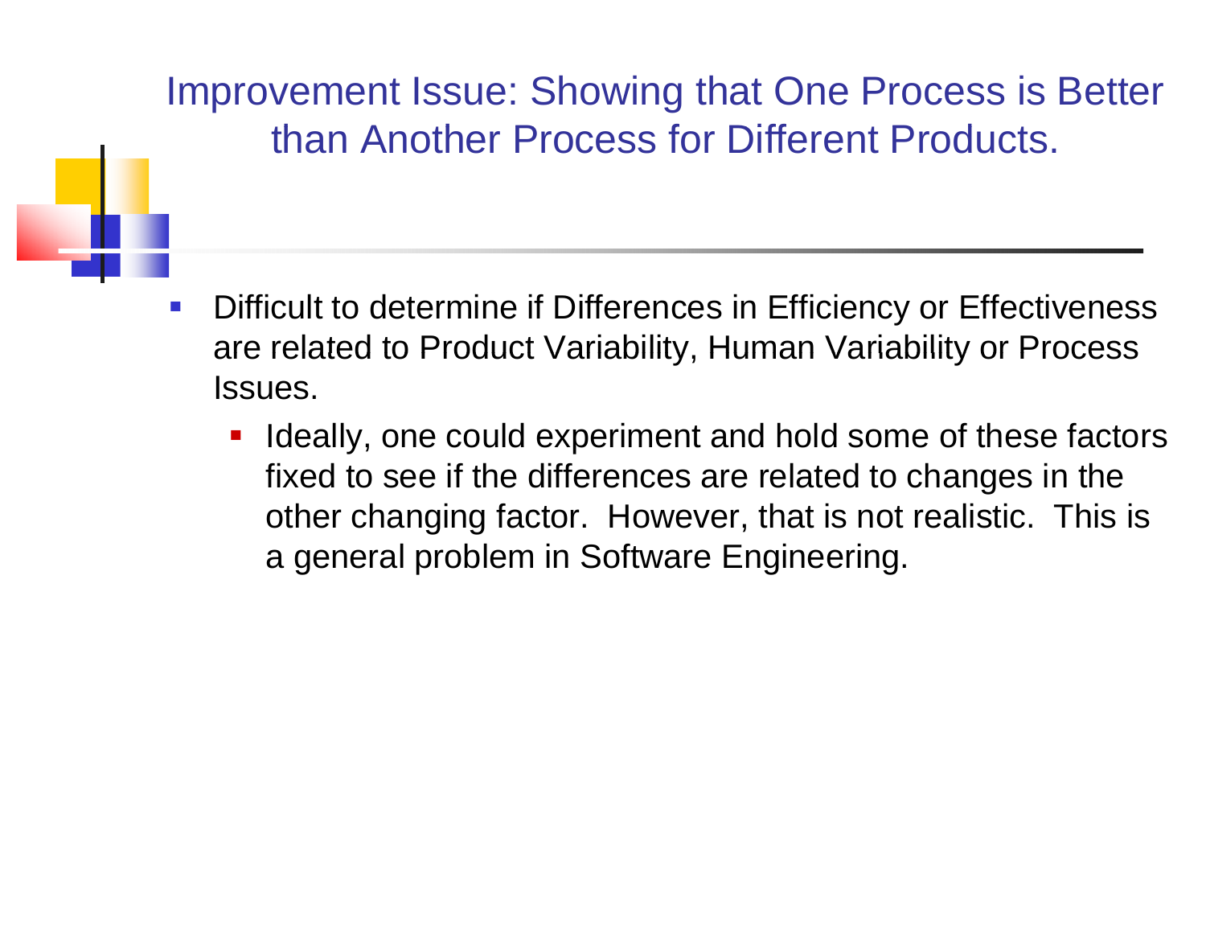# Improvement Issue: Showing that One Process is Better than Another Process for Different Products.

- Difficult to determine if Differences in Efficiency or Effectiveness are related to Product Variability, Human Variability or Process Issues.
  - Ideally, one could experiment and hold some of these factors fixed to see if the differences are related to changes in the other changing factor. However, that is not realistic. This is a general problem in Software Engineering.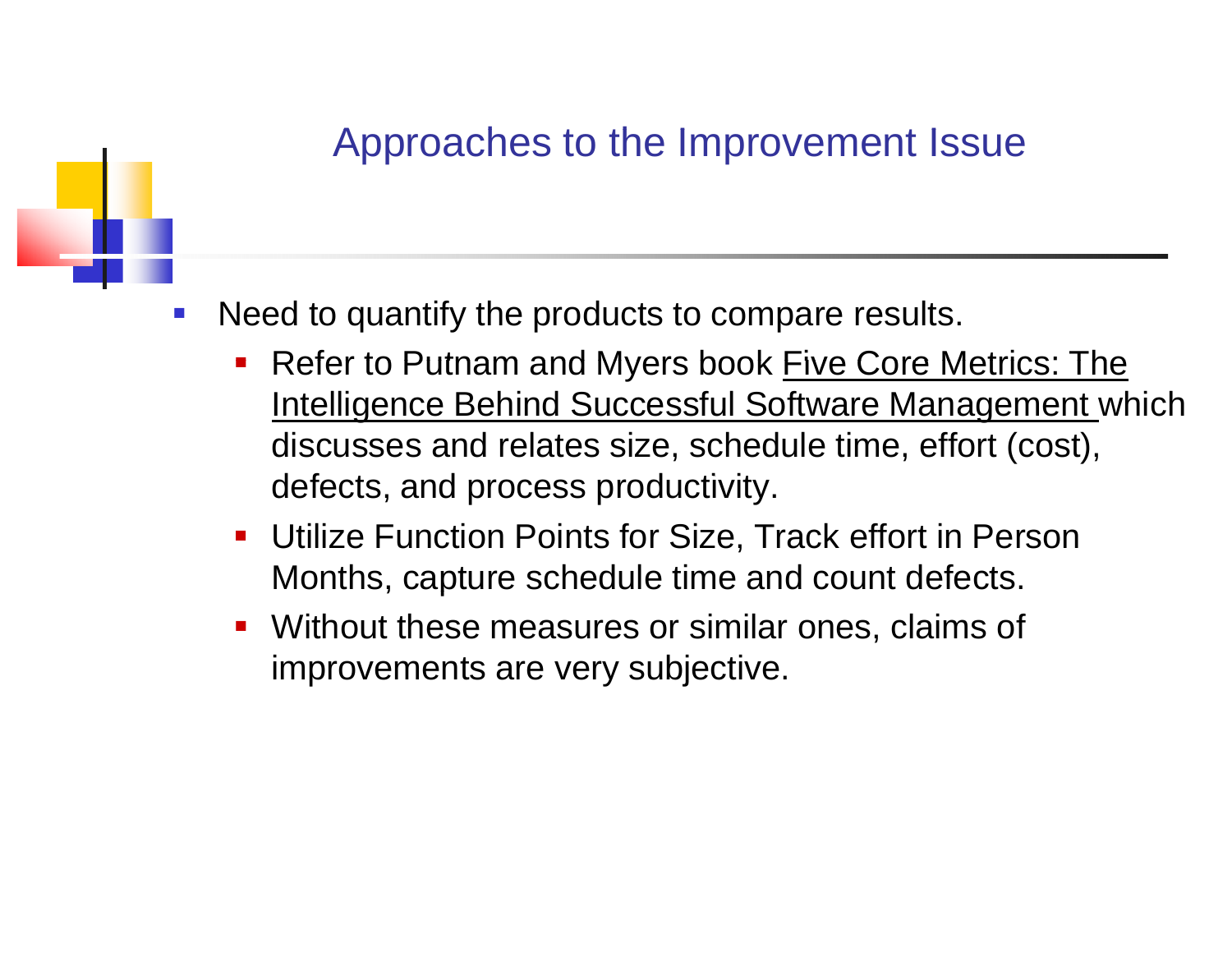## Approaches to the Improvement Issue

- Need to quantify the products to compare results.
  - Refer to Putnam and Myers book Five Core Metrics: The Intelligence Behind Successful Software Management which discusses and relates size, schedule time, effort (cost), defects, and process productivity.
  - Utilize Function Points for Size, Track effort in Person Months, capture schedule time and count defects.
  - Without these measures or similar ones, claims of improvements are very subjective.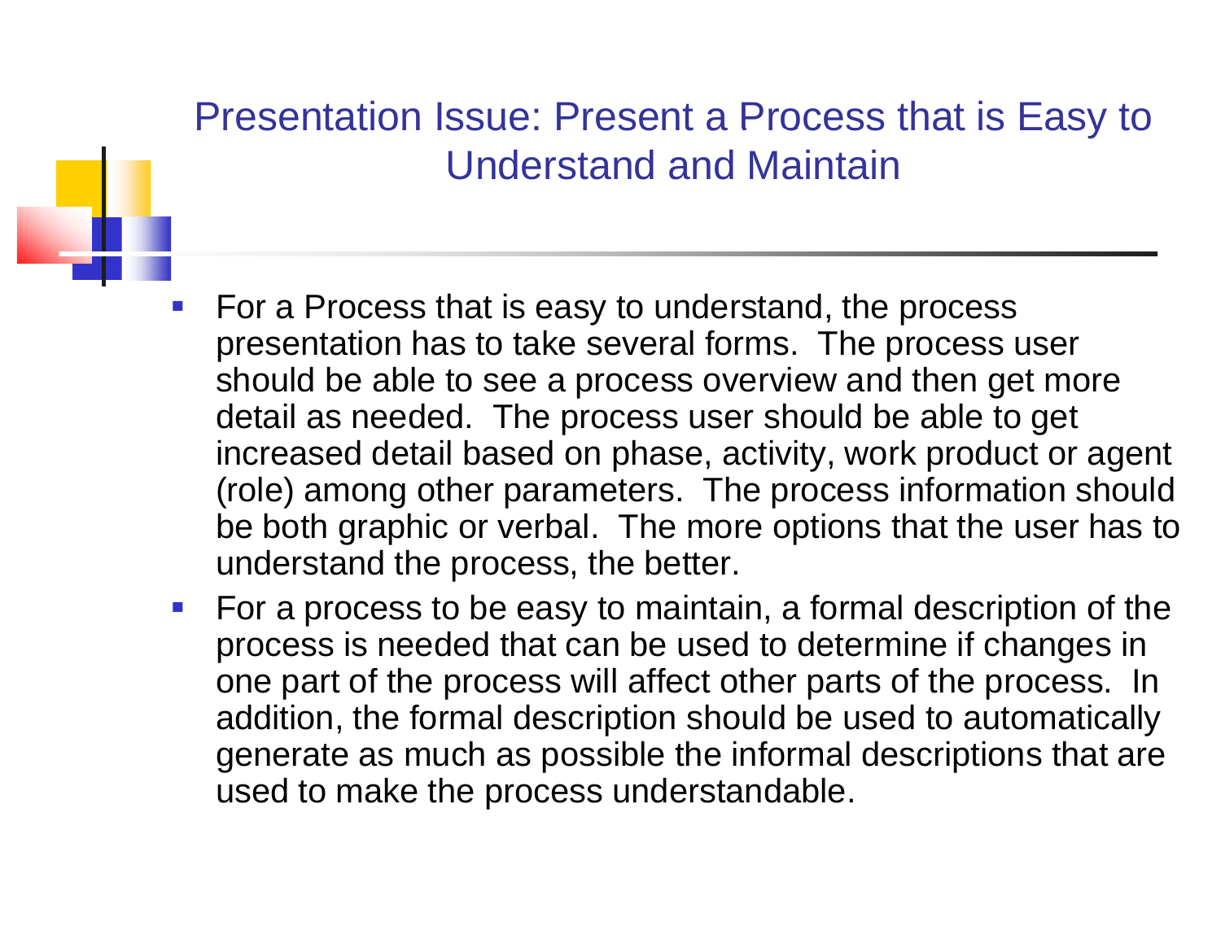## Presentation Issue: Present a Process that is Easy to Understand and Maintain

- For a Process that is easy to understand, the process presentation has to take several forms. The process user should be able to see a process overview and then get more detail as needed. The process user should be able to get increased detail based on phase, activity, work product or agent (role) among other parameters. The process information should be both graphic or verbal. The more options that the user has to understand the process, the better.
- For a process to be easy to maintain, a formal description of the process is needed that can be used to determine if changes in one part of the process will affect other parts of the process. In addition, the formal description should be used to automatically generate as much as possible the informal descriptions that are used to make the process understandable.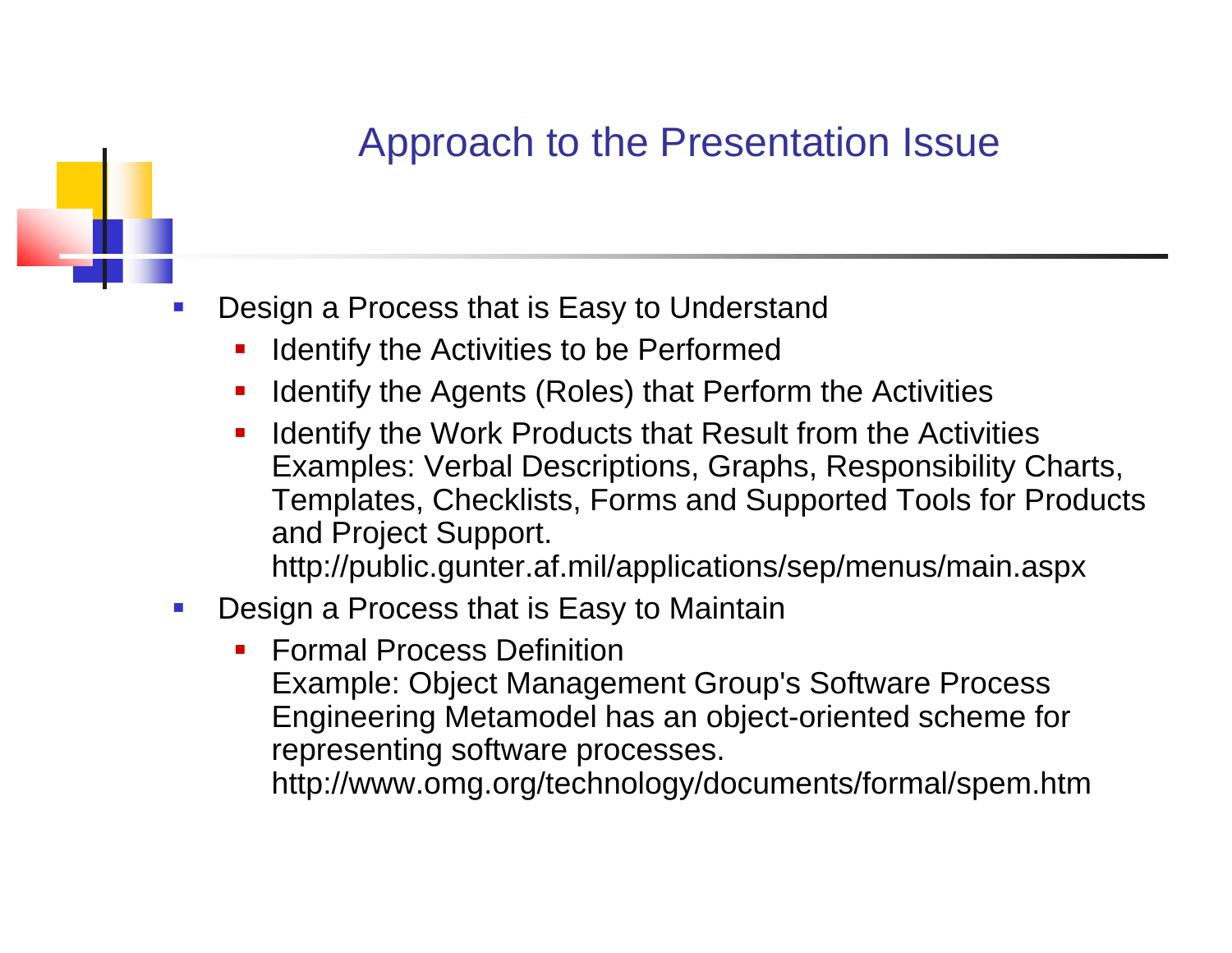# Approach to the Presentation Issue

- Design a Process that is Easy to Understand
  - Identify the Activities to be Performed
  - Identify the Agents (Roles) that Perform the Activities
  - Identify the Work Products that Result from the Activities
    Examples: Verbal Descriptions, Graphs, Responsibility Charts, Templates, Checklists, Forms and Supported Tools for Products and Project Support.
    http://public.gunter.af.mil/applications/sep/menus/main.aspx
- Design a Process that is Easy to Maintain
  - Formal Process Definition
    Example: Object Management Group's Software Process Engineering Metamodel has an object-oriented scheme for representing software processes.
    http://www.omg.org/technology/documents/formal/spem.htm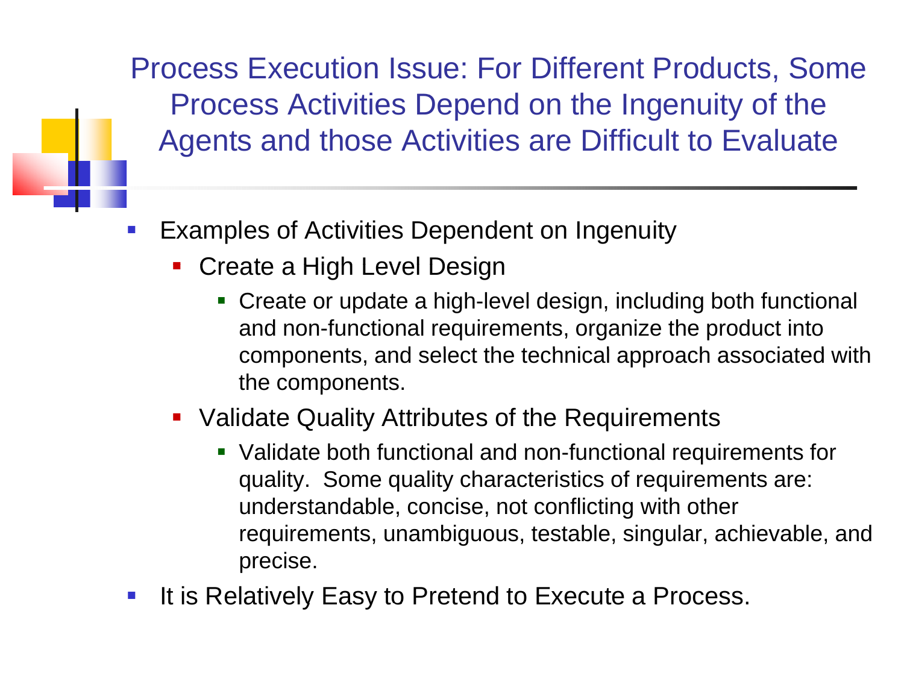# Process Execution Issue: For Different Products, Some Process Activities Depend on the Ingenuity of the Agents and those Activities are Difficult to Evaluate

- Examples of Activities Dependent on Ingenuity
  - Create a High Level Design
    - Create or update a high-level design, including both functional and non-functional requirements, organize the product into components, and select the technical approach associated with the components.
  - Validate Quality Attributes of the Requirements
    - Validate both functional and non-functional requirements for quality. Some quality characteristics of requirements are: understandable, concise, not conflicting with other requirements, unambiguous, testable, singular, achievable, and precise.
- It is Relatively Easy to Pretend to Execute a Process.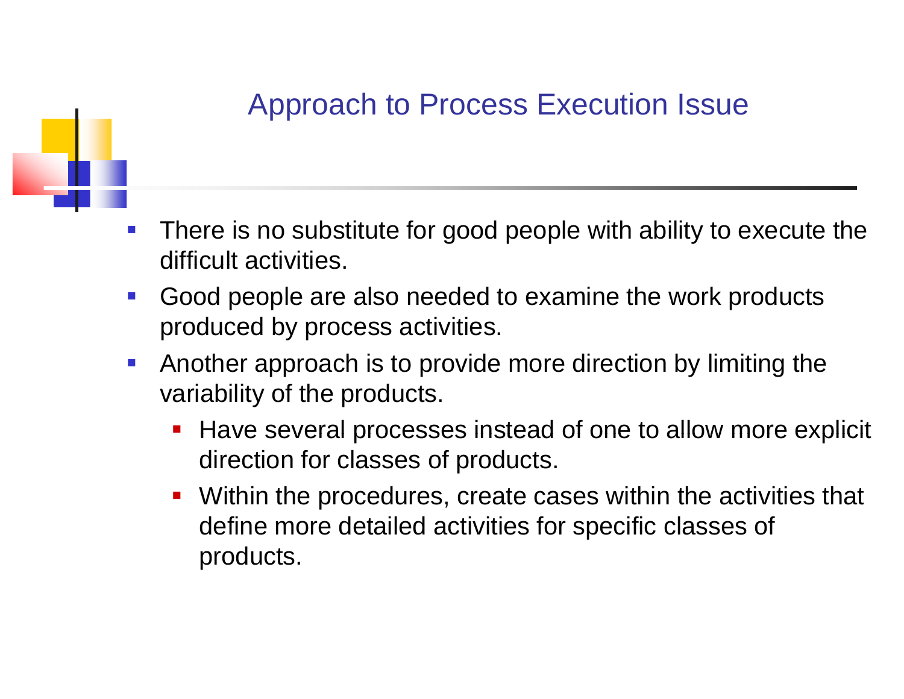## Approach to Process Execution Issue

- There is no substitute for good people with ability to execute the difficult activities.
- Good people are also needed to examine the work products produced by process activities.
- Another approach is to provide more direction by limiting the variability of the products.
  - Have several processes instead of one to allow more explicit direction for classes of products.
  - Within the procedures, create cases within the activities that define more detailed activities for specific classes of products.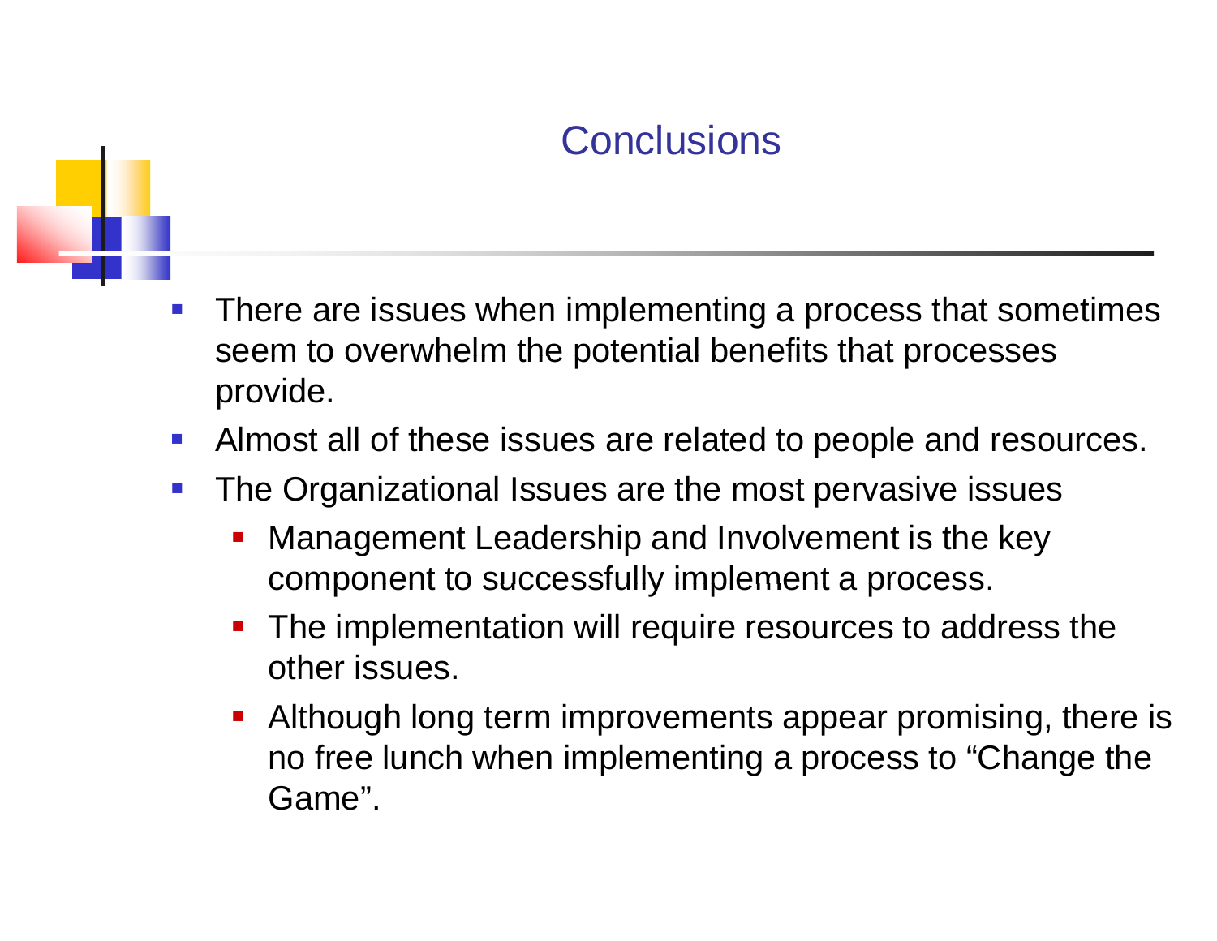# Conclusions

- There are issues when implementing a process that sometimes seem to overwhelm the potential benefits that processes provide.
- Almost all of these issues are related to people and resources.
- The Organizational Issues are the most pervasive issues
  - Management Leadership and Involvement is the key component to successfully implement a process.
  - The implementation will require resources to address the other issues.
  - Although long term improvements appear promising, there is no free lunch when implementing a process to “Change the Game”.